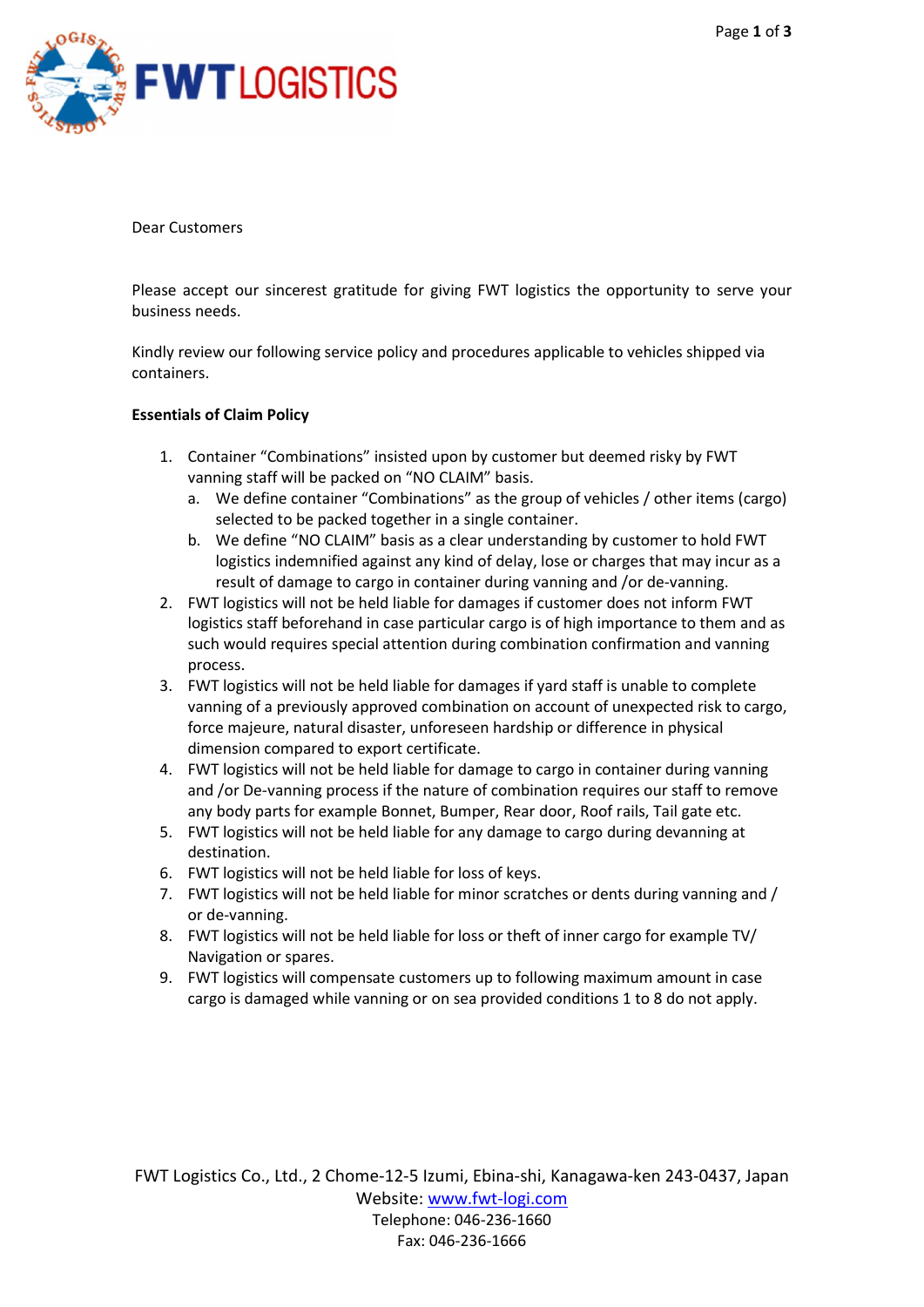Dear Customers

Please accept our sincerest gratitude for giving FWT logistics the opportunity to serve your business needs.

Kindly review our following service policy and procedures applicable to vehicles shipped via containers.

**Essentials of Claim Policy**

1. Container “Combinations” insisted upon by customer but deemed risky by FWT vanning staff will be packed on “NO CLAIM” basis.
   a. We define container “Combinations” as the group of vehicles / other items (cargo) selected to be packed together in a single container.
   b. We define “NO CLAIM” basis as a clear understanding by customer to hold FWT logistics indemnified against any kind of delay, lose or charges that may incur as a result of damage to cargo in container during vanning and /or de-vanning.
2. FWT logistics will not be held liable for damages if customer does not inform FWT logistics staff beforehand in case particular cargo is of high importance to them and as such would requires special attention during combination confirmation and vanning process.
3. FWT logistics will not be held liable for damages if yard staff is unable to complete vanning of a previously approved combination on account of unexpected risk to cargo, force majeure, natural disaster, unforeseen hardship or difference in physical dimension compared to export certificate.
4. FWT logistics will not be held liable for damage to cargo in container during vanning and /or De-vanning process if the nature of combination requires our staff to remove any body parts for example Bonnet, Bumper, Rear door, Roof rails, Tail gate etc.
5. FWT logistics will not be held liable for any damage to cargo during devanning at destination.
6. FWT logistics will not be held liable for loss of keys.
7. FWT logistics will not be held liable for minor scratches or dents during vanning and / or de-vanning.
8. FWT logistics will not be held liable for loss or theft of inner cargo for example TV/ Navigation or spares.
9. FWT logistics will compensate customers up to following maximum amount in case cargo is damaged while vanning or on sea provided conditions 1 to 8 do not apply.

FWT Logistics Co., Ltd., 2 Chome-12-5 Izumi, Ebina-shi, Kanagawa-ken 243-0437, Japan
Website: www.fwt-logi.com
Telephone: 046-236-1660
Fax: 046-236-1666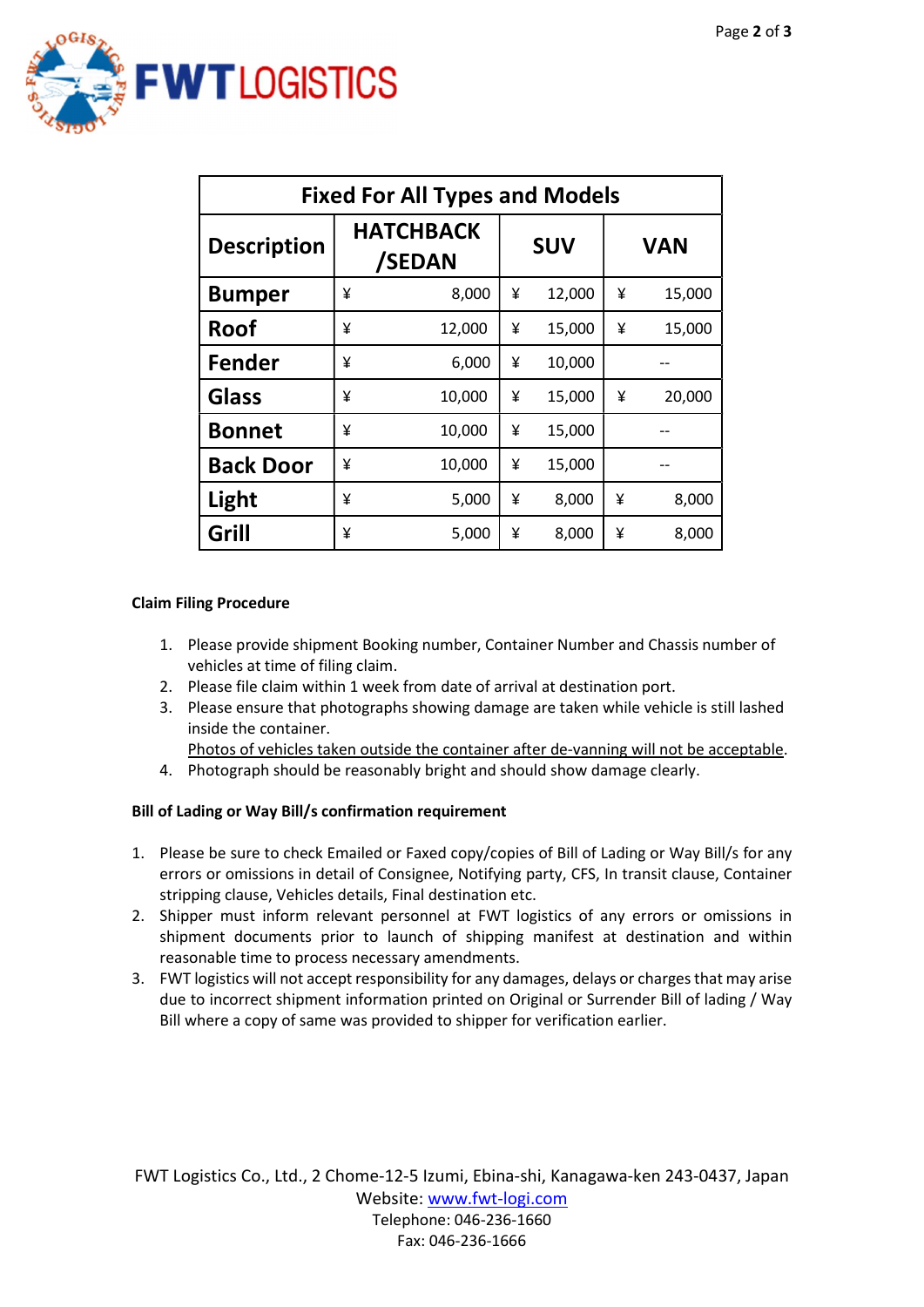| Fixed For All Types and Models | | | |
|---|---|---|---|
| **Description** | **HATCHBACK /SEDAN** | **SUV** | **VAN** |
| **Bumper** | ¥ 8,000 | ¥ 12,000 | ¥ 15,000 |
| **Roof** | ¥ 12,000 | ¥ 15,000 | ¥ 15,000 |
| **Fender** | ¥ 6,000 | ¥ 10,000 | -- |
| **Glass** | ¥ 10,000 | ¥ 15,000 | ¥ 20,000 |
| **Bonnet** | ¥ 10,000 | ¥ 15,000 | -- |
| **Back Door** | ¥ 10,000 | ¥ 15,000 | -- |
| **Light** | ¥ 5,000 | ¥ 8,000 | ¥ 8,000 |
| **Grill** | ¥ 5,000 | ¥ 8,000 | ¥ 8,000 |

**Claim Filing Procedure**

1. Please provide shipment Booking number, Container Number and Chassis number of vehicles at time of filing claim.
2. Please file claim within 1 week from date of arrival at destination port.
3. Please ensure that photographs showing damage are taken while vehicle is still lashed inside the container.
   <u>Photos of vehicles taken outside the container after de-vanning will not be acceptable</u>.
4. Photograph should be reasonably bright and should show damage clearly.

**Bill of Lading or Way Bill/s confirmation requirement**

1. Please be sure to check Emailed or Faxed copy/copies of Bill of Lading or Way Bill/s for any errors or omissions in detail of Consignee, Notifying party, CFS, In transit clause, Container stripping clause, Vehicles details, Final destination etc.
2. Shipper must inform relevant personnel at FWT logistics of any errors or omissions in shipment documents prior to launch of shipping manifest at destination and within reasonable time to process necessary amendments.
3. FWT logistics will not accept responsibility for any damages, delays or charges that may arise due to incorrect shipment information printed on Original or Surrender Bill of lading / Way Bill where a copy of same was provided to shipper for verification earlier.

FWT Logistics Co., Ltd., 2 Chome-12-5 Izumi, Ebina-shi, Kanagawa-ken 243-0437, Japan
Website: www.fwt-logi.com
Telephone: 046-236-1660
Fax: 046-236-1666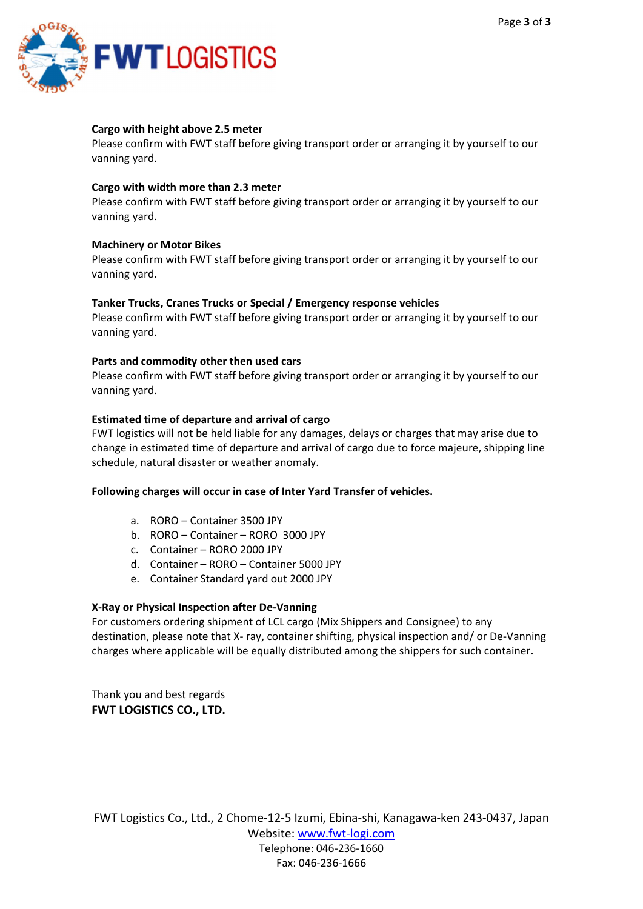**Cargo with height above 2.5 meter**

Please confirm with FWT staff before giving transport order or arranging it by yourself to our vanning yard.

**Cargo with width more than 2.3 meter**

Please confirm with FWT staff before giving transport order or arranging it by yourself to our vanning yard.

**Machinery or Motor Bikes**

Please confirm with FWT staff before giving transport order or arranging it by yourself to our vanning yard.

**Tanker Trucks, Cranes Trucks or Special / Emergency response vehicles**

Please confirm with FWT staff before giving transport order or arranging it by yourself to our vanning yard.

**Parts and commodity other then used cars**

Please confirm with FWT staff before giving transport order or arranging it by yourself to our vanning yard.

**Estimated time of departure and arrival of cargo**

FWT logistics will not be held liable for any damages, delays or charges that may arise due to change in estimated time of departure and arrival of cargo due to force majeure, shipping line schedule, natural disaster or weather anomaly.

**Following charges will occur in case of Inter Yard Transfer of vehicles.**

a. RORO – Container 3500 JPY
b. RORO – Container – RORO 3000 JPY
c. Container – RORO 2000 JPY
d. Container – RORO – Container 5000 JPY
e. Container Standard yard out 2000 JPY

**X-Ray or Physical Inspection after De-Vanning**

For customers ordering shipment of LCL cargo (Mix Shippers and Consignee) to any destination, please note that X- ray, container shifting, physical inspection and/ or De-Vanning charges where applicable will be equally distributed among the shippers for such container.

Thank you and best regards

**FWT LOGISTICS CO., LTD.**

FWT Logistics Co., Ltd., 2 Chome-12-5 Izumi, Ebina-shi, Kanagawa-ken 243-0437, Japan
Website: www.fwt-logi.com
Telephone: 046-236-1660
Fax: 046-236-1666